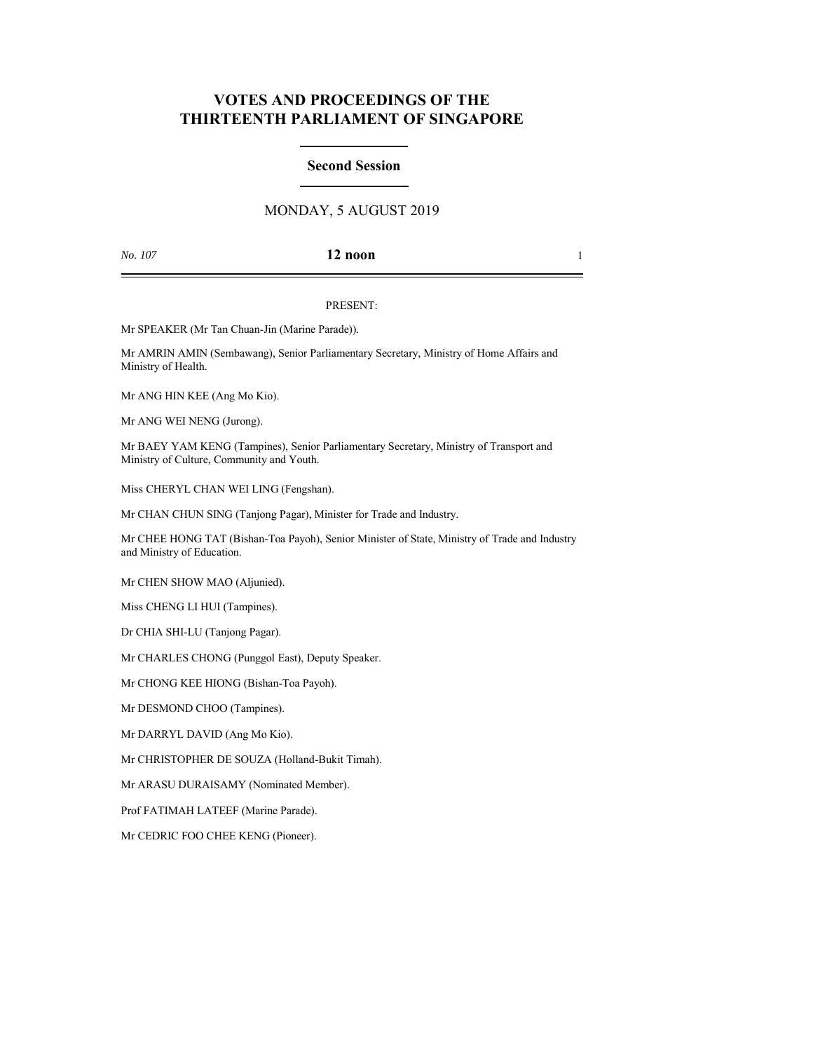# VOTES AND PROCEEDINGS OF THE THIRTEENTH PARLIAMENT OF SINGAPORE

## Second Session

MONDAY, 5 AUGUST 2019

*No. 107* **12 noon**

PRESENT:

Mr SPEAKER (Mr Tan Chuan-Jin (Marine Parade)).

Mr AMRIN AMIN (Sembawang), Senior Parliamentary Secretary, Ministry of Home Affairs and Ministry of Health.

Mr ANG HIN KEE (Ang Mo Kio).

Mr ANG WEI NENG (Jurong).

Mr BAEY YAM KENG (Tampines), Senior Parliamentary Secretary, Ministry of Transport and Ministry of Culture, Community and Youth.

Miss CHERYL CHAN WEI LING (Fengshan).

Mr CHAN CHUN SING (Tanjong Pagar), Minister for Trade and Industry.

Mr CHEE HONG TAT (Bishan-Toa Payoh), Senior Minister of State, Ministry of Trade and Industry and Ministry of Education.

Mr CHEN SHOW MAO (Aljunied).

Miss CHENG LI HUI (Tampines).

Dr CHIA SHI-LU (Tanjong Pagar).

Mr CHARLES CHONG (Punggol East), Deputy Speaker.

Mr CHONG KEE HIONG (Bishan-Toa Payoh).

Mr DESMOND CHOO (Tampines).

Mr DARRYL DAVID (Ang Mo Kio).

Mr CHRISTOPHER DE SOUZA (Holland-Bukit Timah).

Mr ARASU DURAISAMY (Nominated Member).

Prof FATIMAH LATEEF (Marine Parade).

Mr CEDRIC FOO CHEE KENG (Pioneer).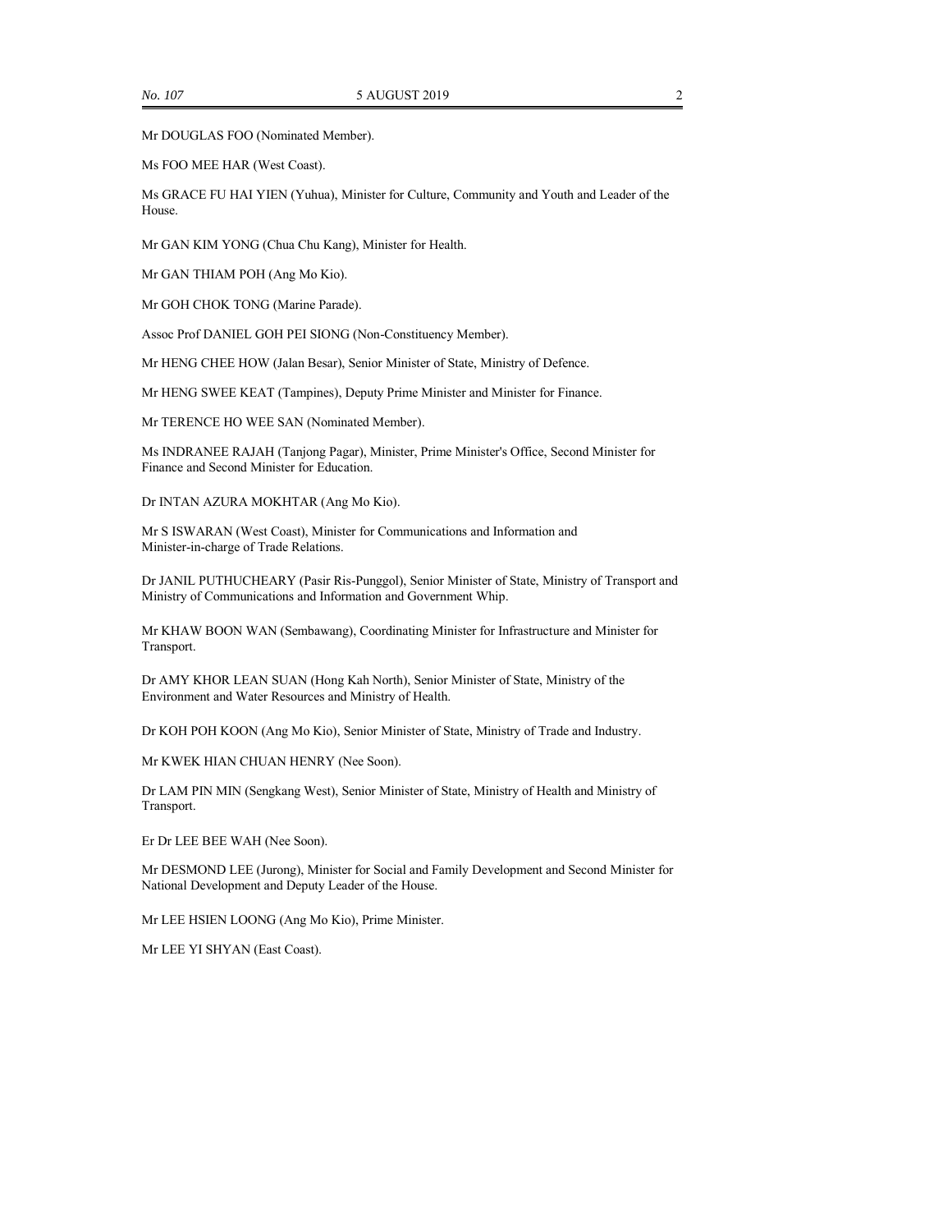Mr DOUGLAS FOO (Nominated Member).

Ms FOO MEE HAR (West Coast).

Ms GRACE FU HAI YIEN (Yuhua), Minister for Culture, Community and Youth and Leader of the House.

Mr GAN KIM YONG (Chua Chu Kang), Minister for Health.

Mr GAN THIAM POH (Ang Mo Kio).

Mr GOH CHOK TONG (Marine Parade).

Assoc Prof DANIEL GOH PEI SIONG (Non-Constituency Member).

Mr HENG CHEE HOW (Jalan Besar), Senior Minister of State, Ministry of Defence.

Mr HENG SWEE KEAT (Tampines), Deputy Prime Minister and Minister for Finance.

Mr TERENCE HO WEE SAN (Nominated Member).

Ms INDRANEE RAJAH (Tanjong Pagar), Minister, Prime Minister's Office, Second Minister for Finance and Second Minister for Education.

Dr INTAN AZURA MOKHTAR (Ang Mo Kio).

Mr S ISWARAN (West Coast), Minister for Communications and Information and Minister-in-charge of Trade Relations.

Dr JANIL PUTHUCHEARY (Pasir Ris-Punggol), Senior Minister of State, Ministry of Transport and Ministry of Communications and Information and Government Whip.

Mr KHAW BOON WAN (Sembawang), Coordinating Minister for Infrastructure and Minister for Transport.

Dr AMY KHOR LEAN SUAN (Hong Kah North), Senior Minister of State, Ministry of the Environment and Water Resources and Ministry of Health.

Dr KOH POH KOON (Ang Mo Kio), Senior Minister of State, Ministry of Trade and Industry.

Mr KWEK HIAN CHUAN HENRY (Nee Soon).

Dr LAM PIN MIN (Sengkang West), Senior Minister of State, Ministry of Health and Ministry of Transport.

Er Dr LEE BEE WAH (Nee Soon).

Mr DESMOND LEE (Jurong), Minister for Social and Family Development and Second Minister for National Development and Deputy Leader of the House.

Mr LEE HSIEN LOONG (Ang Mo Kio), Prime Minister.

Mr LEE YI SHYAN (East Coast).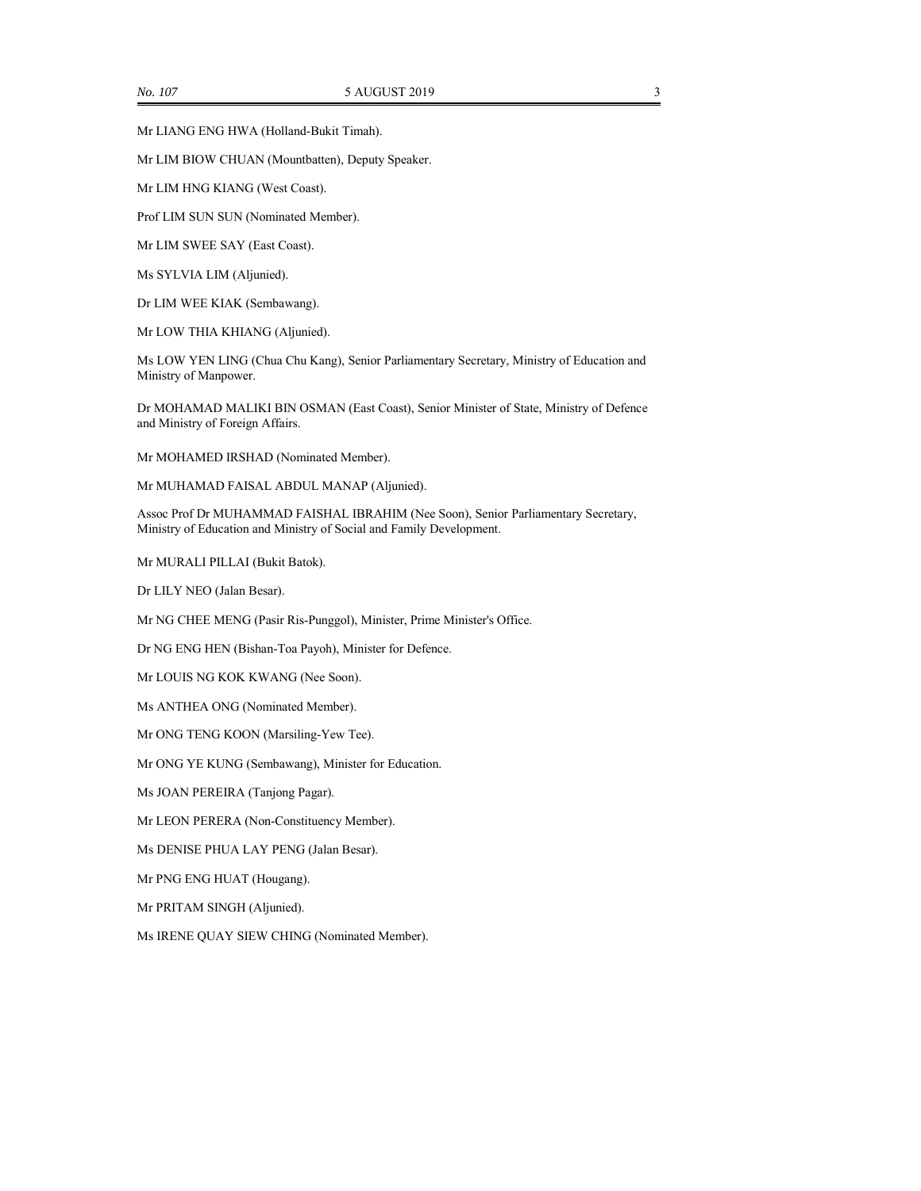Mr LIANG ENG HWA (Holland-Bukit Timah).

Mr LIM BIOW CHUAN (Mountbatten), Deputy Speaker.

Mr LIM HNG KIANG (West Coast).

Prof LIM SUN SUN (Nominated Member).

Mr LIM SWEE SAY (East Coast).

Ms SYLVIA LIM (Aljunied).

Dr LIM WEE KIAK (Sembawang).

Mr LOW THIA KHIANG (Aljunied).

Ms LOW YEN LING (Chua Chu Kang), Senior Parliamentary Secretary, Ministry of Education and Ministry of Manpower.

Dr MOHAMAD MALIKI BIN OSMAN (East Coast), Senior Minister of State, Ministry of Defence and Ministry of Foreign Affairs.

Mr MOHAMED IRSHAD (Nominated Member).

Mr MUHAMAD FAISAL ABDUL MANAP (Aljunied).

Assoc Prof Dr MUHAMMAD FAISHAL IBRAHIM (Nee Soon), Senior Parliamentary Secretary, Ministry of Education and Ministry of Social and Family Development.

Mr MURALI PILLAI (Bukit Batok).

Dr LILY NEO (Jalan Besar).

Mr NG CHEE MENG (Pasir Ris-Punggol), Minister, Prime Minister's Office.

Dr NG ENG HEN (Bishan-Toa Payoh), Minister for Defence.

Mr LOUIS NG KOK KWANG (Nee Soon).

Ms ANTHEA ONG (Nominated Member).

Mr ONG TENG KOON (Marsiling-Yew Tee).

Mr ONG YE KUNG (Sembawang), Minister for Education.

Ms JOAN PEREIRA (Tanjong Pagar).

Mr LEON PERERA (Non-Constituency Member).

Ms DENISE PHUA LAY PENG (Jalan Besar).

Mr PNG ENG HUAT (Hougang).

Mr PRITAM SINGH (Aljunied).

Ms IRENE QUAY SIEW CHING (Nominated Member).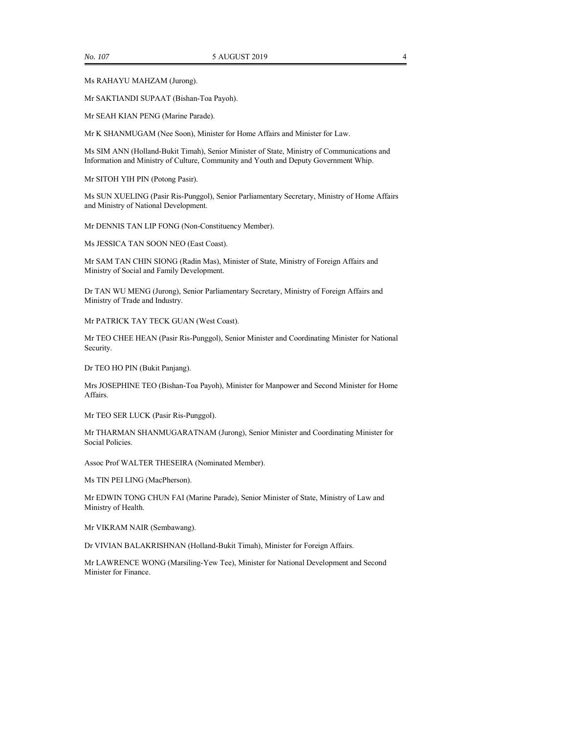Ms RAHAYU MAHZAM (Jurong).

Mr SAKTIANDI SUPAAT (Bishan-Toa Payoh).

Mr SEAH KIAN PENG (Marine Parade).

Mr K SHANMUGAM (Nee Soon), Minister for Home Affairs and Minister for Law.

Ms SIM ANN (Holland-Bukit Timah), Senior Minister of State, Ministry of Communications and Information and Ministry of Culture, Community and Youth and Deputy Government Whip.

Mr SITOH YIH PIN (Potong Pasir).

Ms SUN XUELING (Pasir Ris-Punggol), Senior Parliamentary Secretary, Ministry of Home Affairs and Ministry of National Development.

Mr DENNIS TAN LIP FONG (Non-Constituency Member).

Ms JESSICA TAN SOON NEO (East Coast).

Mr SAM TAN CHIN SIONG (Radin Mas), Minister of State, Ministry of Foreign Affairs and Ministry of Social and Family Development.

Dr TAN WU MENG (Jurong), Senior Parliamentary Secretary, Ministry of Foreign Affairs and Ministry of Trade and Industry.

Mr PATRICK TAY TECK GUAN (West Coast).

Mr TEO CHEE HEAN (Pasir Ris-Punggol), Senior Minister and Coordinating Minister for National Security.

Dr TEO HO PIN (Bukit Panjang).

Mrs JOSEPHINE TEO (Bishan-Toa Payoh), Minister for Manpower and Second Minister for Home Affairs.

Mr TEO SER LUCK (Pasir Ris-Punggol).

Mr THARMAN SHANMUGARATNAM (Jurong), Senior Minister and Coordinating Minister for Social Policies.

Assoc Prof WALTER THESEIRA (Nominated Member).

Ms TIN PEI LING (MacPherson).

Mr EDWIN TONG CHUN FAI (Marine Parade), Senior Minister of State, Ministry of Law and Ministry of Health.

Mr VIKRAM NAIR (Sembawang).

Dr VIVIAN BALAKRISHNAN (Holland-Bukit Timah), Minister for Foreign Affairs.

Mr LAWRENCE WONG (Marsiling-Yew Tee), Minister for National Development and Second Minister for Finance.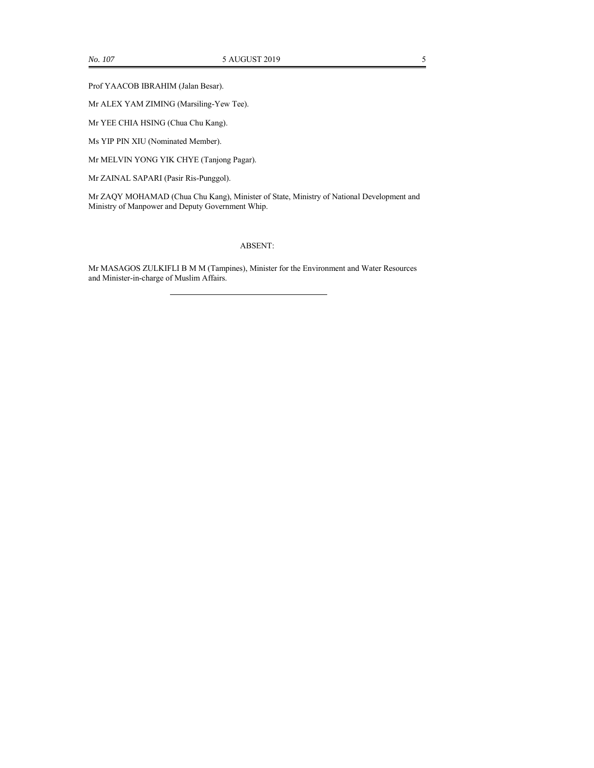Prof YAACOB IBRAHIM (Jalan Besar).

Mr ALEX YAM ZIMING (Marsiling-Yew Tee).

Mr YEE CHIA HSING (Chua Chu Kang).

Ms YIP PIN XIU (Nominated Member).

Mr MELVIN YONG YIK CHYE (Tanjong Pagar).

Mr ZAINAL SAPARI (Pasir Ris-Punggol).

Mr ZAQY MOHAMAD (Chua Chu Kang), Minister of State, Ministry of National Development and Ministry of Manpower and Deputy Government Whip.

ABSENT:

Mr MASAGOS ZULKIFLI B M M (Tampines), Minister for the Environment and Water Resources and Minister-in-charge of Muslim Affairs.

---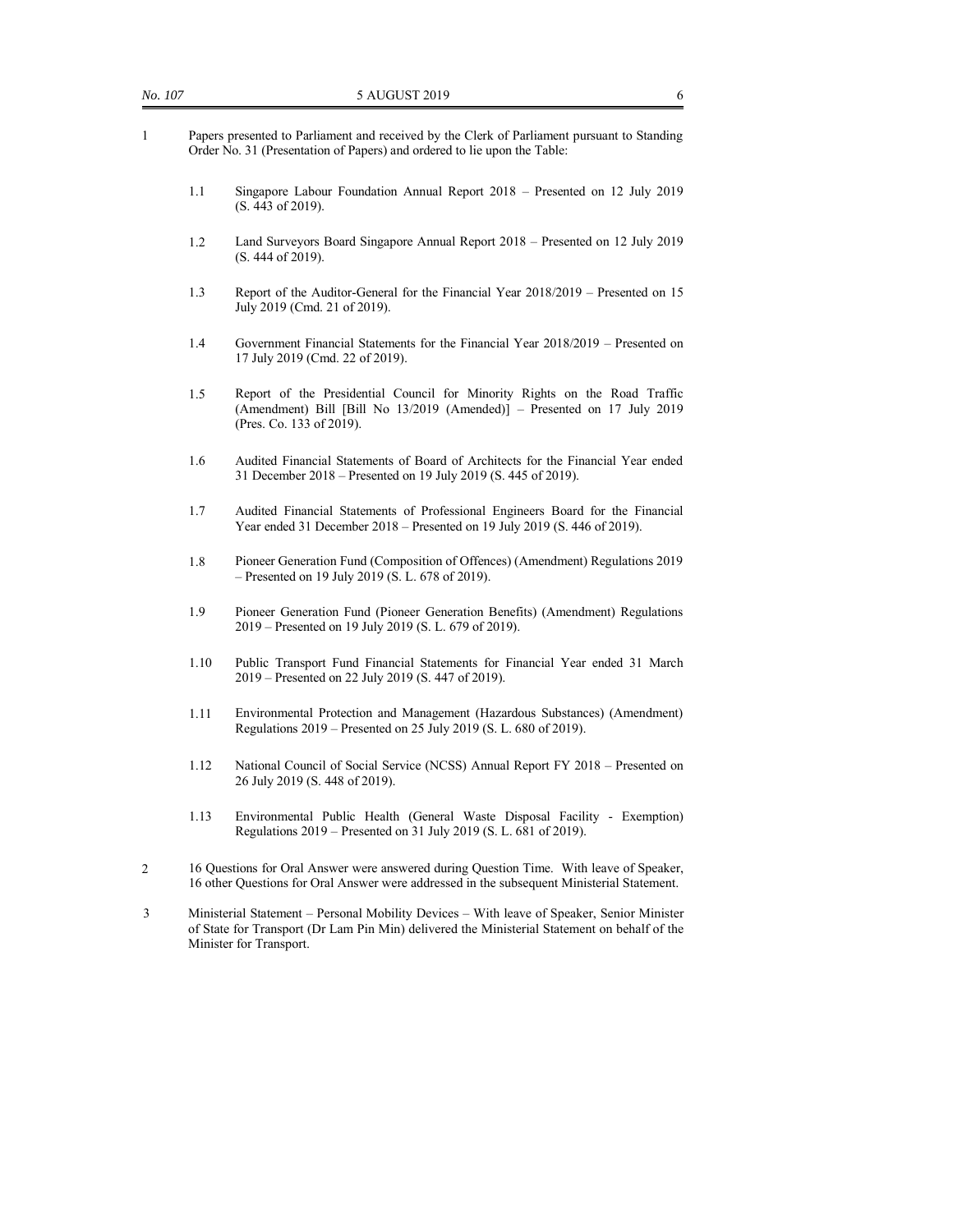1 Papers presented to Parliament and received by the Clerk of Parliament pursuant to Standing Order No. 31 (Presentation of Papers) and ordered to lie upon the Table:

1.1 Singapore Labour Foundation Annual Report 2018 – Presented on 12 July 2019 (S. 443 of 2019).

1.2 Land Surveyors Board Singapore Annual Report 2018 – Presented on 12 July 2019 (S. 444 of 2019).

1.3 Report of the Auditor-General for the Financial Year 2018/2019 – Presented on 15 July 2019 (Cmd. 21 of 2019).

1.4 Government Financial Statements for the Financial Year 2018/2019 – Presented on 17 July 2019 (Cmd. 22 of 2019).

1.5 Report of the Presidential Council for Minority Rights on the Road Traffic (Amendment) Bill [Bill No 13/2019 (Amended)] – Presented on 17 July 2019 (Pres. Co. 133 of 2019).

1.6 Audited Financial Statements of Board of Architects for the Financial Year ended 31 December 2018 – Presented on 19 July 2019 (S. 445 of 2019).

1.7 Audited Financial Statements of Professional Engineers Board for the Financial Year ended 31 December 2018 – Presented on 19 July 2019 (S. 446 of 2019).

1.8 Pioneer Generation Fund (Composition of Offences) (Amendment) Regulations 2019 – Presented on 19 July 2019 (S. L. 678 of 2019).

1.9 Pioneer Generation Fund (Pioneer Generation Benefits) (Amendment) Regulations 2019 – Presented on 19 July 2019 (S. L. 679 of 2019).

1.10 Public Transport Fund Financial Statements for Financial Year ended 31 March 2019 – Presented on 22 July 2019 (S. 447 of 2019).

1.11 Environmental Protection and Management (Hazardous Substances) (Amendment) Regulations 2019 – Presented on 25 July 2019 (S. L. 680 of 2019).

1.12 National Council of Social Service (NCSS) Annual Report FY 2018 – Presented on 26 July 2019 (S. 448 of 2019).

1.13 Environmental Public Health (General Waste Disposal Facility - Exemption) Regulations 2019 – Presented on 31 July 2019 (S. L. 681 of 2019).

2 16 Questions for Oral Answer were answered during Question Time. With leave of Speaker, 16 other Questions for Oral Answer were addressed in the subsequent Ministerial Statement.

3 Ministerial Statement – Personal Mobility Devices – With leave of Speaker, Senior Minister of State for Transport (Dr Lam Pin Min) delivered the Ministerial Statement on behalf of the Minister for Transport.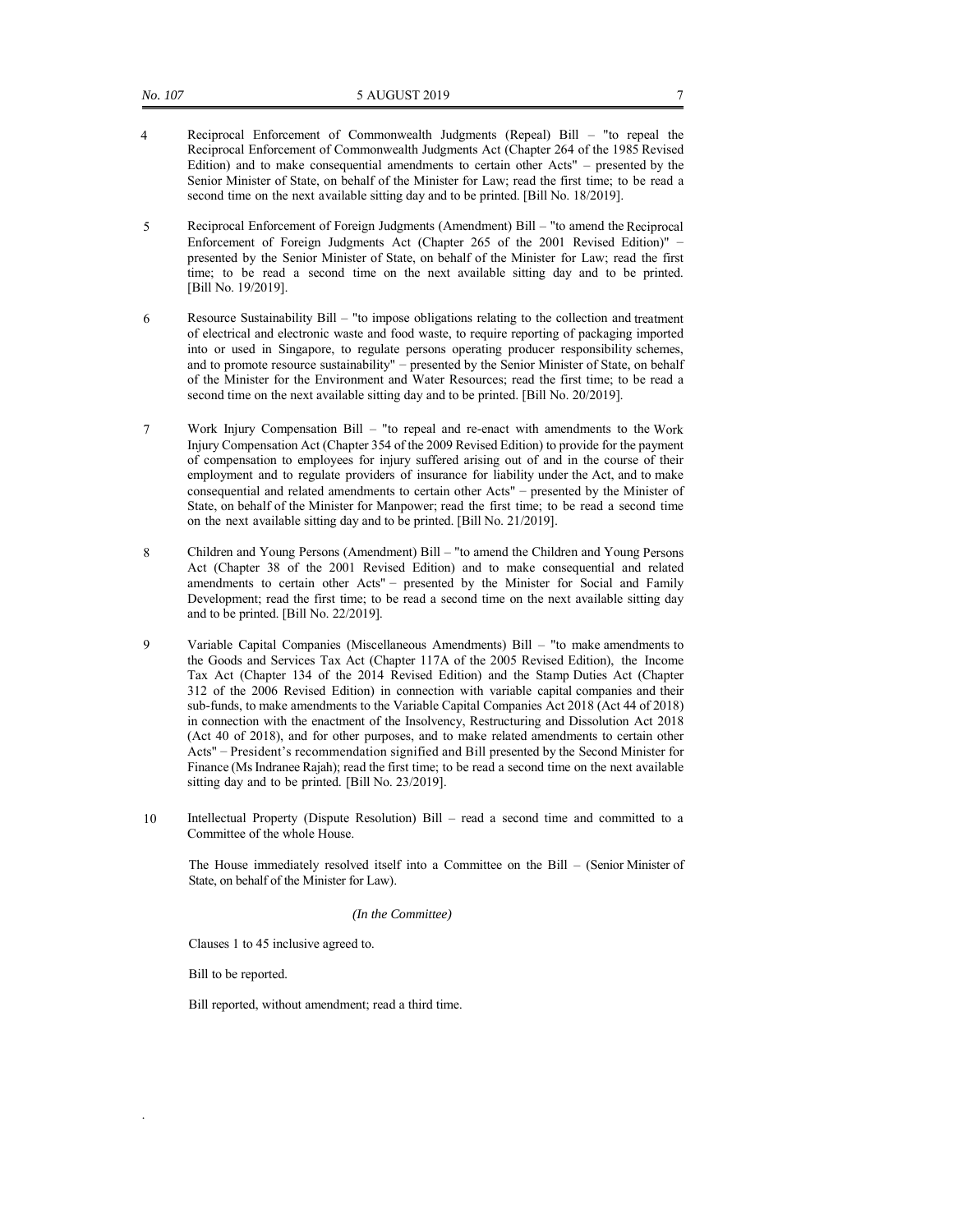4 Reciprocal Enforcement of Commonwealth Judgments (Repeal) Bill – "to repeal the Reciprocal Enforcement of Commonwealth Judgments Act (Chapter 264 of the 1985 Revised Edition) and to make consequential amendments to certain other Acts" – presented by the Senior Minister of State, on behalf of the Minister for Law; read the first time; to be read a second time on the next available sitting day and to be printed. [Bill No. 18/2019].

5 Reciprocal Enforcement of Foreign Judgments (Amendment) Bill – "to amend the Reciprocal Enforcement of Foreign Judgments Act (Chapter 265 of the 2001 Revised Edition)" – presented by the Senior Minister of State, on behalf of the Minister for Law; read the first time; to be read a second time on the next available sitting day and to be printed. [Bill No. 19/2019].

6 Resource Sustainability Bill – "to impose obligations relating to the collection and treatment of electrical and electronic waste and food waste, to require reporting of packaging imported into or used in Singapore, to regulate persons operating producer responsibility schemes, and to promote resource sustainability" – presented by the Senior Minister of State, on behalf of the Minister for the Environment and Water Resources; read the first time; to be read a second time on the next available sitting day and to be printed. [Bill No. 20/2019].

7 Work Injury Compensation Bill – "to repeal and re-enact with amendments to the Work Injury Compensation Act (Chapter 354 of the 2009 Revised Edition) to provide for the payment of compensation to employees for injury suffered arising out of and in the course of their employment and to regulate providers of insurance for liability under the Act, and to make consequential and related amendments to certain other Acts" – presented by the Minister of State, on behalf of the Minister for Manpower; read the first time; to be read a second time on the next available sitting day and to be printed. [Bill No. 21/2019].

8 Children and Young Persons (Amendment) Bill – "to amend the Children and Young Persons Act (Chapter 38 of the 2001 Revised Edition) and to make consequential and related amendments to certain other Acts" – presented by the Minister for Social and Family Development; read the first time; to be read a second time on the next available sitting day and to be printed. [Bill No. 22/2019].

9 Variable Capital Companies (Miscellaneous Amendments) Bill – "to make amendments to the Goods and Services Tax Act (Chapter 117A of the 2005 Revised Edition), the Income Tax Act (Chapter 134 of the 2014 Revised Edition) and the Stamp Duties Act (Chapter 312 of the 2006 Revised Edition) in connection with variable capital companies and their sub-funds, to make amendments to the Variable Capital Companies Act 2018 (Act 44 of 2018) in connection with the enactment of the Insolvency, Restructuring and Dissolution Act 2018 (Act 40 of 2018), and for other purposes, and to make related amendments to certain other Acts" – President's recommendation signified and Bill presented by the Second Minister for Finance (Ms Indranee Rajah); read the first time; to be read a second time on the next available sitting day and to be printed. [Bill No. 23/2019].

10 Intellectual Property (Dispute Resolution) Bill – read a second time and committed to a Committee of the whole House.

The House immediately resolved itself into a Committee on the Bill – (Senior Minister of State, on behalf of the Minister for Law).

*(In the Committee)*

Clauses 1 to 45 inclusive agreed to.

Bill to be reported.

Bill reported, without amendment; read a third time.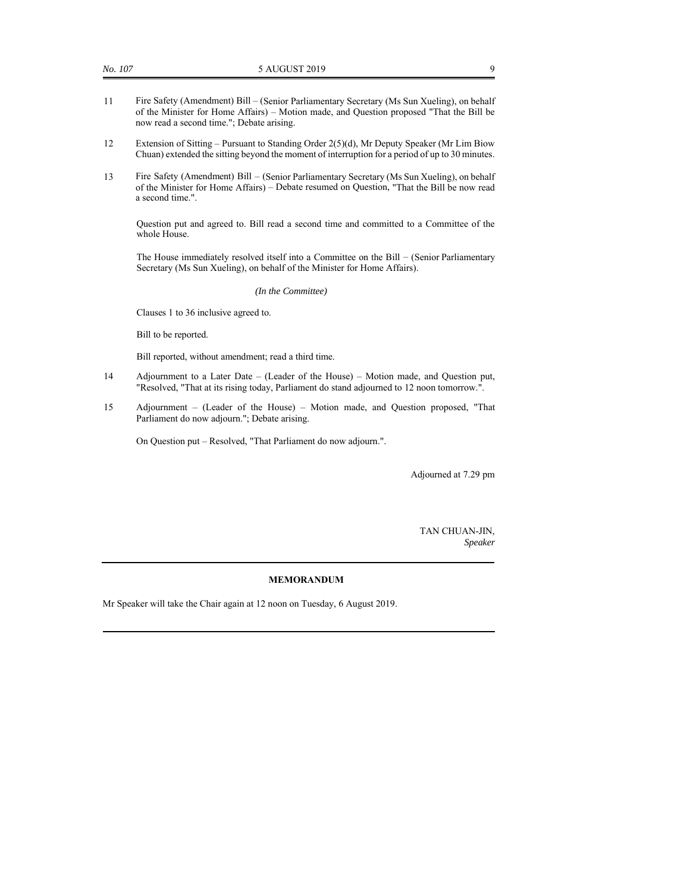11 Fire Safety (Amendment) Bill – (Senior Parliamentary Secretary (Ms Sun Xueling), on behalf of the Minister for Home Affairs) – Motion made, and Question proposed "That the Bill be now read a second time."; Debate arising.

12 Extension of Sitting – Pursuant to Standing Order 2(5)(d), Mr Deputy Speaker (Mr Lim Biow Chuan) extended the sitting beyond the moment of interruption for a period of up to 30 minutes.

13 Fire Safety (Amendment) Bill – (Senior Parliamentary Secretary (Ms Sun Xueling), on behalf of the Minister for Home Affairs) – Debate resumed on Question, "That the Bill be now read a second time.".

Question put and agreed to. Bill read a second time and committed to a Committee of the whole House.

The House immediately resolved itself into a Committee on the Bill – (Senior Parliamentary Secretary (Ms Sun Xueling), on behalf of the Minister for Home Affairs).

*(In the Committee)*

Clauses 1 to 36 inclusive agreed to.

Bill to be reported.

Bill reported, without amendment; read a third time.

14 Adjournment to a Later Date – (Leader of the House) – Motion made, and Question put, "Resolved, "That at its rising today, Parliament do stand adjourned to 12 noon tomorrow.".

15 Adjournment – (Leader of the House) – Motion made, and Question proposed, "That Parliament do now adjourn."; Debate arising.

On Question put – Resolved, "That Parliament do now adjourn.".

Adjourned at 7.29 pm

TAN CHUAN-JIN,
*Speaker*

---

**MEMORANDUM**

Mr Speaker will take the Chair again at 12 noon on Tuesday, 6 August 2019.

---